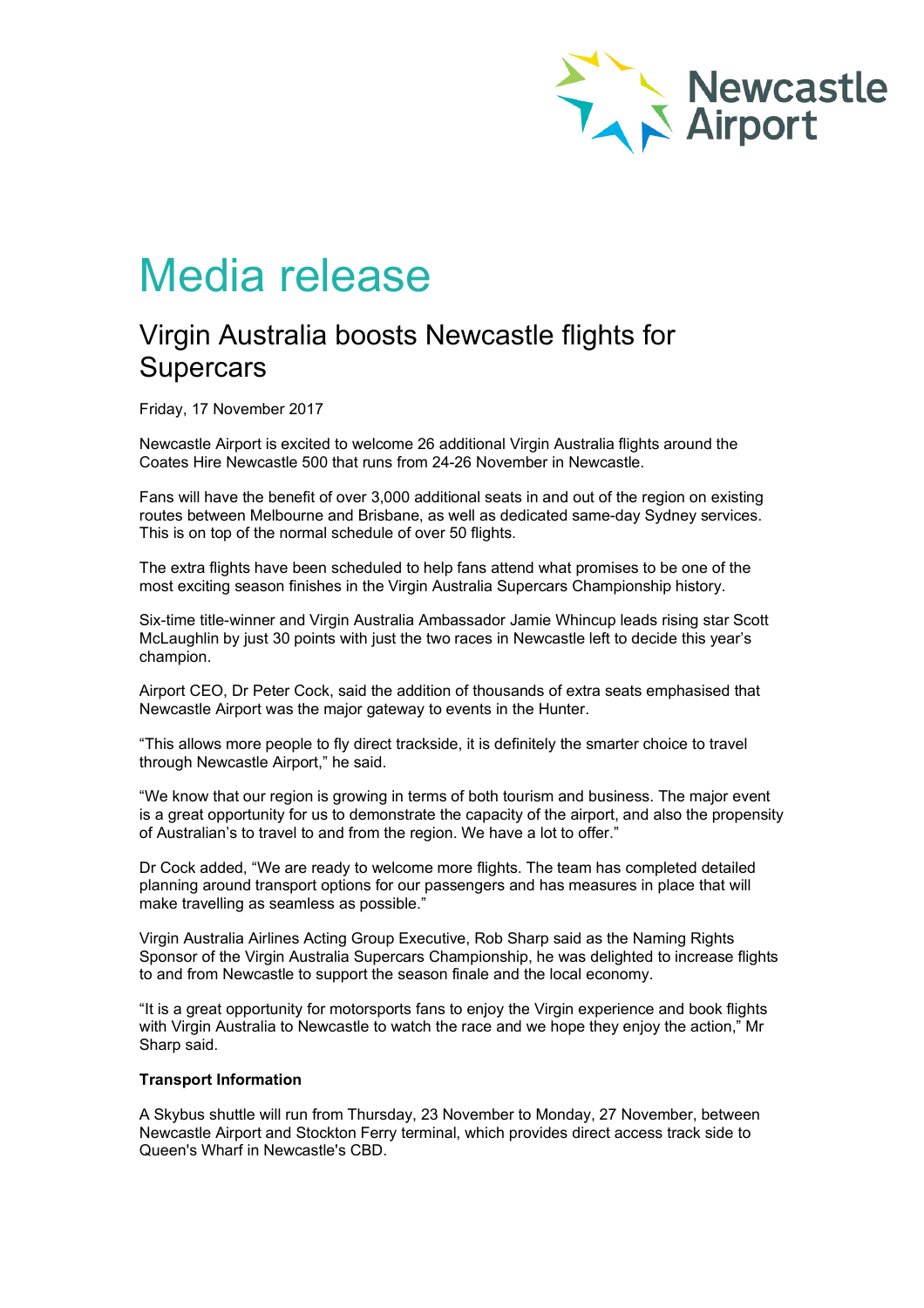Newcastle Airport

# Media release

## Virgin Australia boosts Newcastle flights for Supercars

Friday, 17 November 2017

Newcastle Airport is excited to welcome 26 additional Virgin Australia flights around the Coates Hire Newcastle 500 that runs from 24-26 November in Newcastle.

Fans will have the benefit of over 3,000 additional seats in and out of the region on existing routes between Melbourne and Brisbane, as well as dedicated same-day Sydney services. This is on top of the normal schedule of over 50 flights.

The extra flights have been scheduled to help fans attend what promises to be one of the most exciting season finishes in the Virgin Australia Supercars Championship history.

Six-time title-winner and Virgin Australia Ambassador Jamie Whincup leads rising star Scott McLaughlin by just 30 points with just the two races in Newcastle left to decide this year's champion.

Airport CEO, Dr Peter Cock, said the addition of thousands of extra seats emphasised that Newcastle Airport was the major gateway to events in the Hunter.

"This allows more people to fly direct trackside, it is definitely the smarter choice to travel through Newcastle Airport," he said.

"We know that our region is growing in terms of both tourism and business. The major event is a great opportunity for us to demonstrate the capacity of the airport, and also the propensity of Australian's to travel to and from the region. We have a lot to offer."

Dr Cock added, "We are ready to welcome more flights. The team has completed detailed planning around transport options for our passengers and has measures in place that will make travelling as seamless as possible."

Virgin Australia Airlines Acting Group Executive, Rob Sharp said as the Naming Rights Sponsor of the Virgin Australia Supercars Championship, he was delighted to increase flights to and from Newcastle to support the season finale and the local economy.

"It is a great opportunity for motorsports fans to enjoy the Virgin experience and book flights with Virgin Australia to Newcastle to watch the race and we hope they enjoy the action," Mr Sharp said.

**Transport Information**

A Skybus shuttle will run from Thursday, 23 November to Monday, 27 November, between Newcastle Airport and Stockton Ferry terminal, which provides direct access track side to Queen's Wharf in Newcastle's CBD.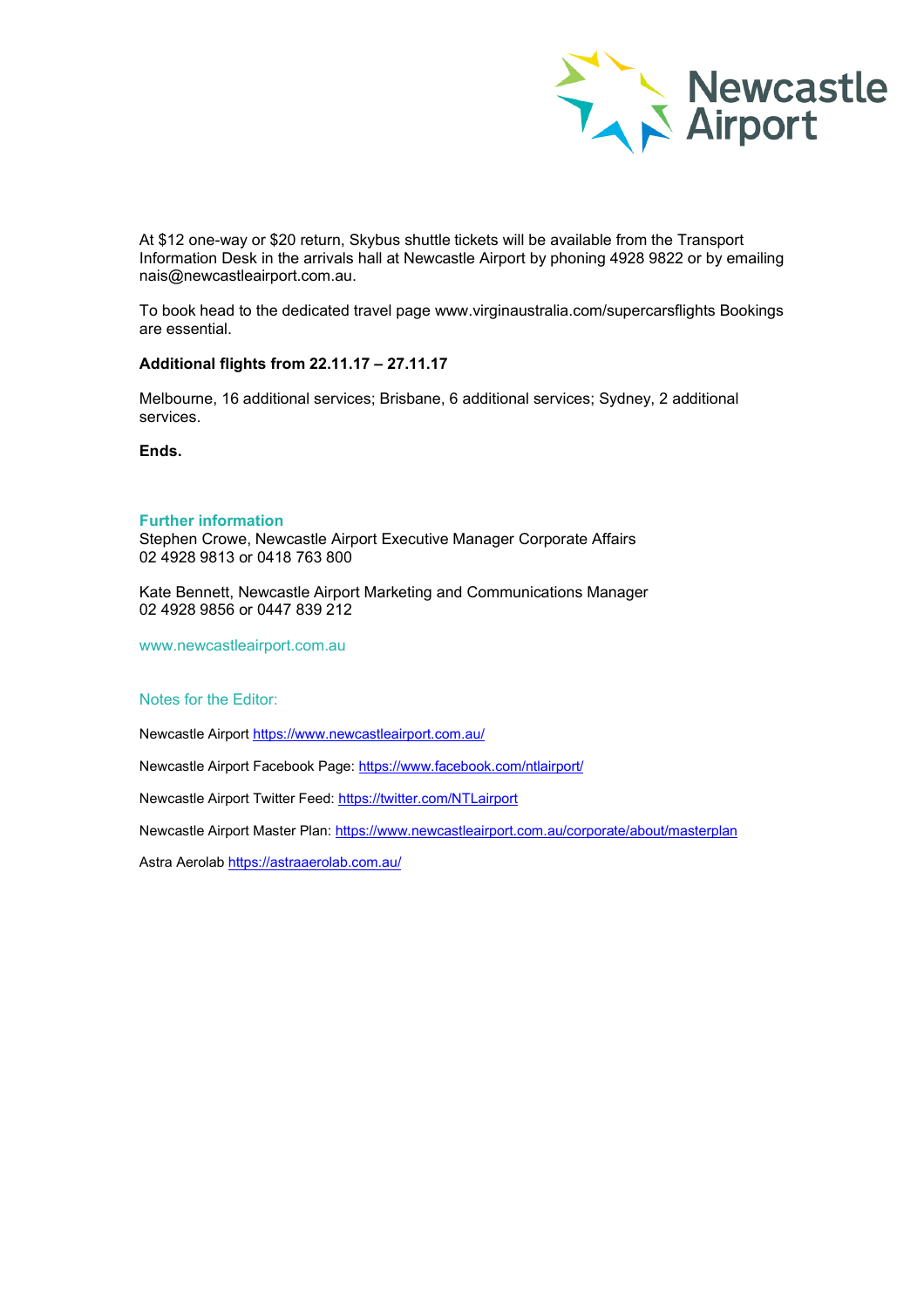At $12 one-way or $20 return, Skybus shuttle tickets will be available from the Transport Information Desk in the arrivals hall at Newcastle Airport by phoning 4928 9822 or by emailing nais@newcastleairport.com.au.

To book head to the dedicated travel page www.virginaustralia.com/supercarsflights Bookings are essential.

**Additional flights from 22.11.17 – 27.11.17**

Melbourne, 16 additional services; Brisbane, 6 additional services; Sydney, 2 additional services.

**Ends.**

**Further information**

Stephen Crowe, Newcastle Airport Executive Manager Corporate Affairs
02 4928 9813 or 0418 763 800

Kate Bennett, Newcastle Airport Marketing and Communications Manager
02 4928 9856 or 0447 839 212

www.newcastleairport.com.au

Notes for the Editor:

Newcastle Airport https://www.newcastleairport.com.au/

Newcastle Airport Facebook Page: https://www.facebook.com/ntlairport/

Newcastle Airport Twitter Feed: https://twitter.com/NTLairport

Newcastle Airport Master Plan: https://www.newcastleairport.com.au/corporate/about/masterplan

Astra Aerolab https://astraaerolab.com.au/